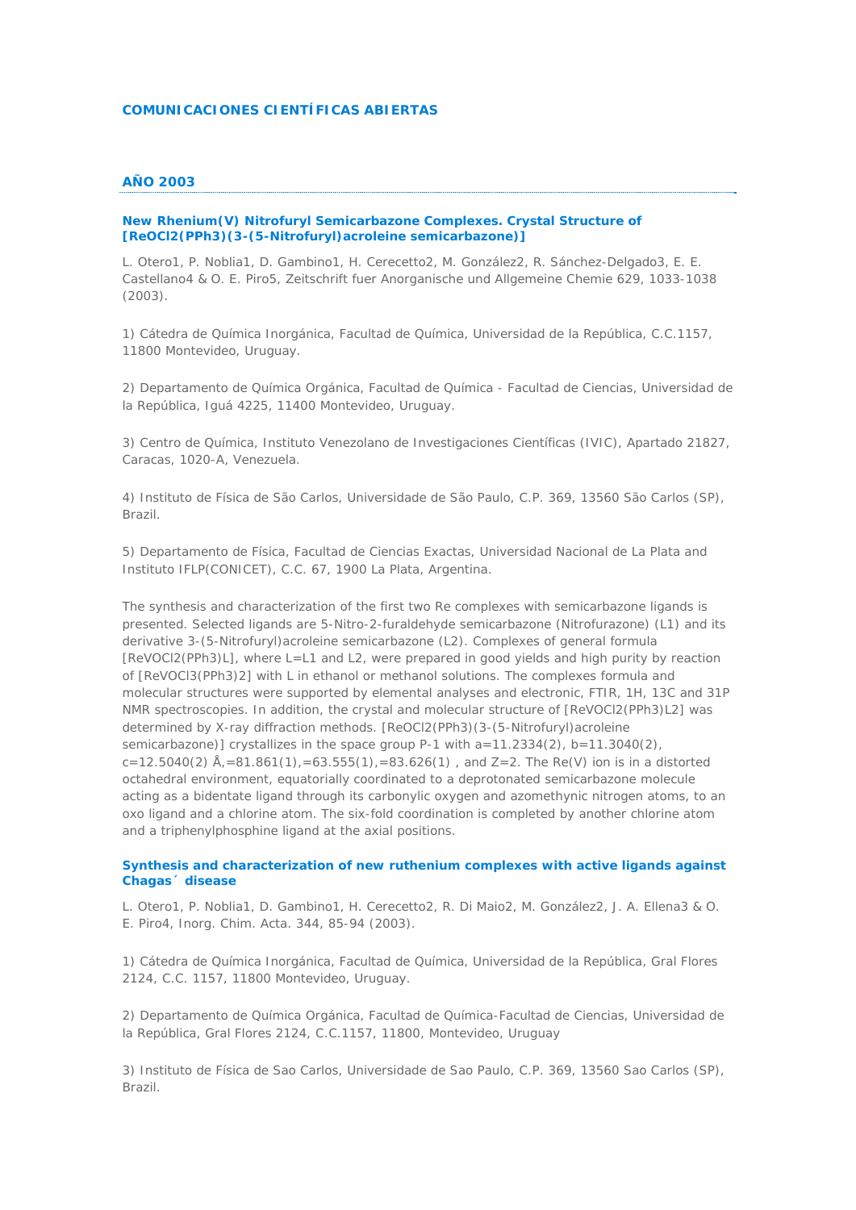# COMUNICACIONES CIENTÍFICAS ABIERTAS

## AÑO 2003

### New Rhenium(V) Nitrofuryl Semicarbazone Complexes. Crystal Structure of [ReOCl2(PPh3)(3-(5-Nitrofuryl)acroleine semicarbazone)]

L. Otero[1], P. Noblia[1], D. Gambino[1], H. Cerecetto[2], M. González[2], R. Sánchez-Delgado[3], E. E. Castellano[4] & O. E. Piro[5], Zeitschrift fuer Anorganische und Allgemeine Chemie 629, 1033-1038 (2003).

1) Cátedra de Química Inorgánica, Facultad de Química, Universidad de la República, C.C.1157, 11800 Montevideo, Uruguay.

2) Departamento de Química Orgánica, Facultad de Química - Facultad de Ciencias, Universidad de la República, Iguá 4225, 11400 Montevideo, Uruguay.

3) Centro de Química, Instituto Venezolano de Investigaciones Científicas (IVIC), Apartado 21827, Caracas, 1020-A, Venezuela.

4) Instituto de Física de São Carlos, Universidade de São Paulo, C.P. 369, 13560 São Carlos (SP), Brazil.

5) Departamento de Física, Facultad de Ciencias Exactas, Universidad Nacional de La Plata and Instituto IFLP(CONICET), C.C. 67, 1900 La Plata, Argentina.

The synthesis and characterization of the first two Re complexes with semicarbazone ligands is presented. Selected ligands are 5-Nitro-2-furaldehyde semicarbazone (Nitrofurazone) (L1) and its derivative 3-(5-Nitrofuryl)acroleine semicarbazone (L2). Complexes of general formula [ReVOCl2(PPh3)L], where L=L1 and L2, were prepared in good yields and high purity by reaction of [ReVOCl3(PPh3)2] with L in ethanol or methanol solutions. The complexes formula and molecular structures were supported by elemental analyses and electronic, FTIR, 1H, 13C and 31P NMR spectroscopies. In addition, the crystal and molecular structure of [ReVOCl2(PPh3)L2] was determined by X-ray diffraction methods. [ReOCl2(PPh3)(3-(5-Nitrofuryl)acroleine semicarbazone)] crystallizes in the space group P-1 with a=11.2334(2), b=11.3040(2), c=12.5040(2) Å,=81.861(1),=63.555(1),=83.626(1) , and Z=2. The Re(V) ion is in a distorted octahedral environment, equatorially coordinated to a deprotonated semicarbazone molecule acting as a bidentate ligand through its carbonylic oxygen and azomethynic nitrogen atoms, to an oxo ligand and a chlorine atom. The six-fold coordination is completed by another chlorine atom and a triphenylphosphine ligand at the axial positions.

### Synthesis and characterization of new ruthenium complexes with active ligands against Chagas´ disease

L. Otero[1], P. Noblia[1], D. Gambino[1], H. Cerecetto[2], R. Di Maio[2], M. González[2], J. A. Ellena[3] & O. E. Piro[4], Inorg. Chim. Acta. 344, 85-94 (2003).

1) Cátedra de Química Inorgánica, Facultad de Química, Universidad de la República, Gral Flores 2124, C.C. 1157, 11800 Montevideo, Uruguay.

2) Departamento de Química Orgánica, Facultad de Química-Facultad de Ciencias, Universidad de la República, Gral Flores 2124, C.C.1157, 11800, Montevideo, Uruguay

3) Instituto de Física de Sao Carlos, Universidade de Sao Paulo, C.P. 369, 13560 Sao Carlos (SP), Brazil.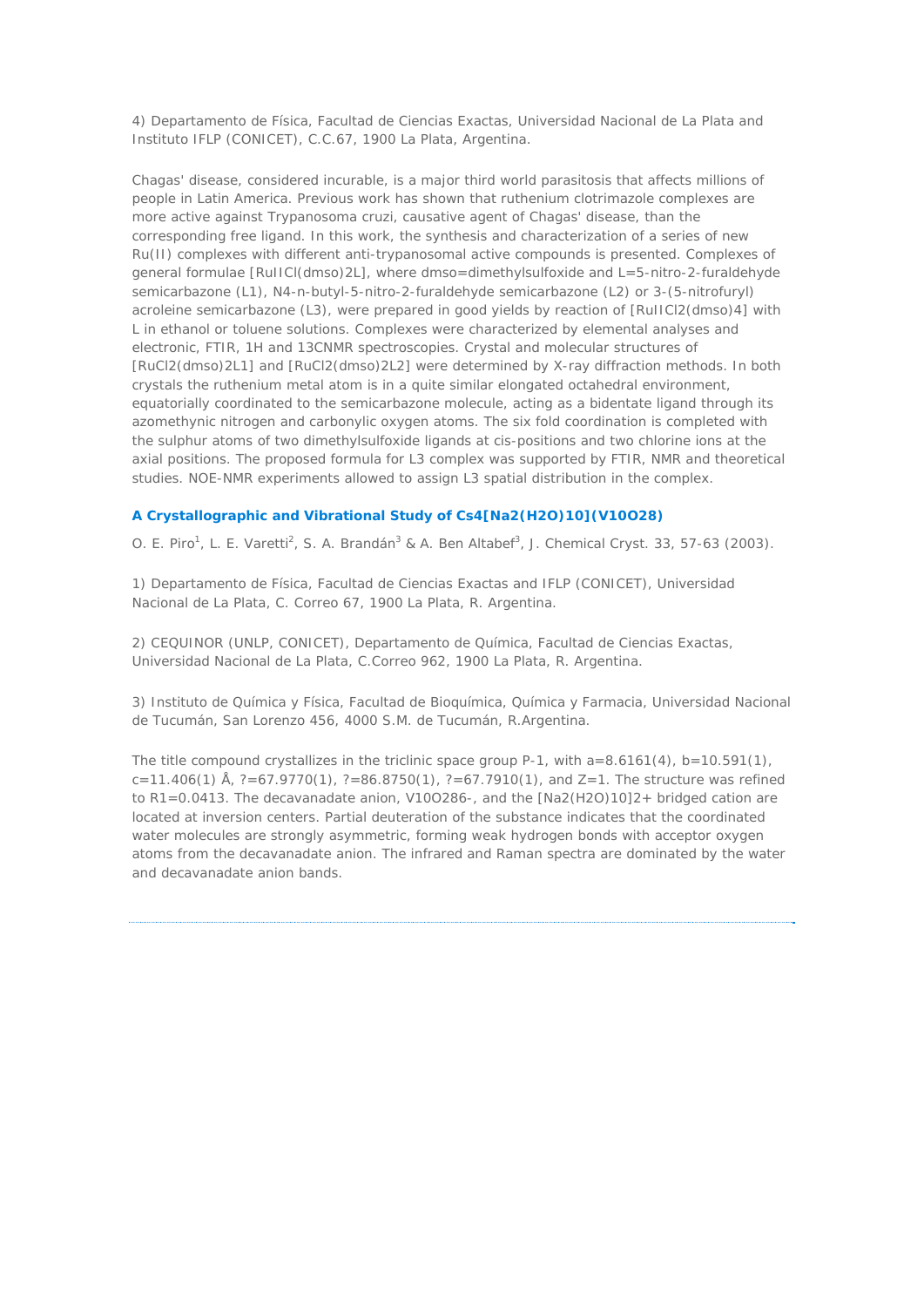4) Departamento de Física, Facultad de Ciencias Exactas, Universidad Nacional de La Plata and Instituto IFLP (CONICET), C.C.67, 1900 La Plata, Argentina.

Chagas' disease, considered incurable, is a major third world parasitosis that affects millions of people in Latin America. Previous work has shown that ruthenium clotrimazole complexes are more active against Trypanosoma cruzi, causative agent of Chagas' disease, than the corresponding free ligand. In this work, the synthesis and characterization of a series of new Ru(II) complexes with different anti-trypanosomal active compounds is presented. Complexes of general formulae $[Ru^{II}Cl(dmso)_2L]$, where dmso=dimethylsulfoxide and L=5-nitro-2-furaldehyde semicarbazone (L1), N4-n-butyl-5-nitro-2-furaldehyde semicarbazone (L2) or 3-(5-nitrofuryl) acroleine semicarbazone (L3), were prepared in good yields by reaction of $[Ru^{II}Cl_2(dmso)_4]$ with L in ethanol or toluene solutions. Complexes were characterized by elemental analyses and electronic, FTIR, 1H and 13CNMR spectroscopies. Crystal and molecular structures of $[RuCl_2(dmso)_2L1]$ and $[RuCl_2(dmso)_2L2]$ were determined by X-ray diffraction methods. In both crystals the ruthenium metal atom is in a quite similar elongated octahedral environment, equatorially coordinated to the semicarbazone molecule, acting as a bidentate ligand through its azomethynic nitrogen and carbonylic oxygen atoms. The six fold coordination is completed with the sulphur atoms of two dimethylsulfoxide ligands at cis-positions and two chlorine ions at the axial positions. The proposed formula for L3 complex was supported by FTIR, NMR and theoretical studies. NOE-NMR experiments allowed to assign L3 spatial distribution in the complex.

### A Crystallographic and Vibrational Study of $Cs_4[Na_2(H_2O)_{10}](V_{10}O_{28})$

O. E. Piro[1], L. E. Varetti[2], S. A. Brandán[3] & A. Ben Altabef[3], J. Chemical Cryst. 33, 57-63 (2003).

1) Departamento de Física, Facultad de Ciencias Exactas and IFLP (CONICET), Universidad Nacional de La Plata, C. Correo 67, 1900 La Plata, R. Argentina.

2) CEQUINOR (UNLP, CONICET), Departamento de Química, Facultad de Ciencias Exactas, Universidad Nacional de La Plata, C.Correo 962, 1900 La Plata, R. Argentina.

3) Instituto de Química y Física, Facultad de Bioquímica, Química y Farmacia, Universidad Nacional de Tucumán, San Lorenzo 456, 4000 S.M. de Tucumán, R.Argentina.

The title compound crystallizes in the triclinic space group P-1, with a=8.6161(4), b=10.591(1), c=11.406(1) Å, ?=67.9770(1), ?=86.8750(1), ?=67.7910(1), and Z=1. The structure was refined to R1=0.0413. The decavanadate anion, $V_{10}O_{28}^{6-}$, and the $[Na_2(H_2O)_{10}]^{2+}$ bridged cation are located at inversion centers. Partial deuteration of the substance indicates that the coordinated water molecules are strongly asymmetric, forming weak hydrogen bonds with acceptor oxygen atoms from the decavanadate anion. The infrared and Raman spectra are dominated by the water and decavanadate anion bands.